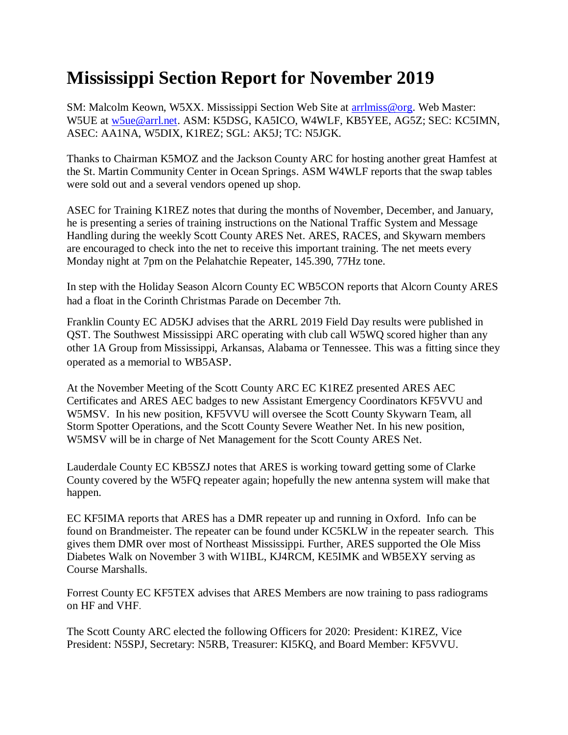# Mississippi Section Report for November 2019

SM: Malcolm Keown, W5XX. Mississippi Section Web Site at [arrlmiss@org](arrlmiss@org). Web Master: W5UE at [w5ue@arrl.net](mailto:w5ue@arrl.net). ASM: K5DSG, KA5ICO, W4WLF, KB5YEE, AG5Z; SEC: KC5IMN, ASEC: AA1NA, W5DIX, K1REZ; SGL: AK5J; TC: N5JGK.

Thanks to Chairman K5MOZ and the Jackson County ARC for hosting another great Hamfest at the St. Martin Community Center in Ocean Springs. ASM W4WLF reports that the swap tables were sold out and a several vendors opened up shop.

ASEC for Training K1REZ notes that during the months of November, December, and January, he is presenting a series of training instructions on the National Traffic System and Message Handling during the weekly Scott County ARES Net. ARES, RACES, and Skywarn members are encouraged to check into the net to receive this important training. The net meets every Monday night at 7pm on the Pelahatchie Repeater, 145.390, 77Hz tone.

In step with the Holiday Season Alcorn County EC WB5CON reports that Alcorn County ARES had a float in the Corinth Christmas Parade on December 7th.

Franklin County EC AD5KJ advises that the ARRL 2019 Field Day results were published in QST. The Southwest Mississippi ARC operating with club call W5WQ scored higher than any other 1A Group from Mississippi, Arkansas, Alabama or Tennessee. This was a fitting since they operated as a memorial to WB5ASP.

At the November Meeting of the Scott County ARC EC K1REZ presented ARES AEC Certificates and ARES AEC badges to new Assistant Emergency Coordinators KF5VVU and W5MSV. In his new position, KF5VVU will oversee the Scott County Skywarn Team, all Storm Spotter Operations, and the Scott County Severe Weather Net. In his new position, W5MSV will be in charge of Net Management for the Scott County ARES Net.

Lauderdale County EC KB5SZJ notes that ARES is working toward getting some of Clarke County covered by the W5FQ repeater again; hopefully the new antenna system will make that happen.

EC KF5IMA reports that ARES has a DMR repeater up and running in Oxford. Info can be found on Brandmeister. The repeater can be found under KC5KLW in the repeater search. This gives them DMR over most of Northeast Mississippi. Further, ARES supported the Ole Miss Diabetes Walk on November 3 with W1IBL, KJ4RCM, KE5IMK and WB5EXY serving as Course Marshalls.

Forrest County EC KF5TEX advises that ARES Members are now training to pass radiograms on HF and VHF.

The Scott County ARC elected the following Officers for 2020: President: K1REZ, Vice President: N5SPJ, Secretary: N5RB, Treasurer: KI5KQ, and Board Member: KF5VVU.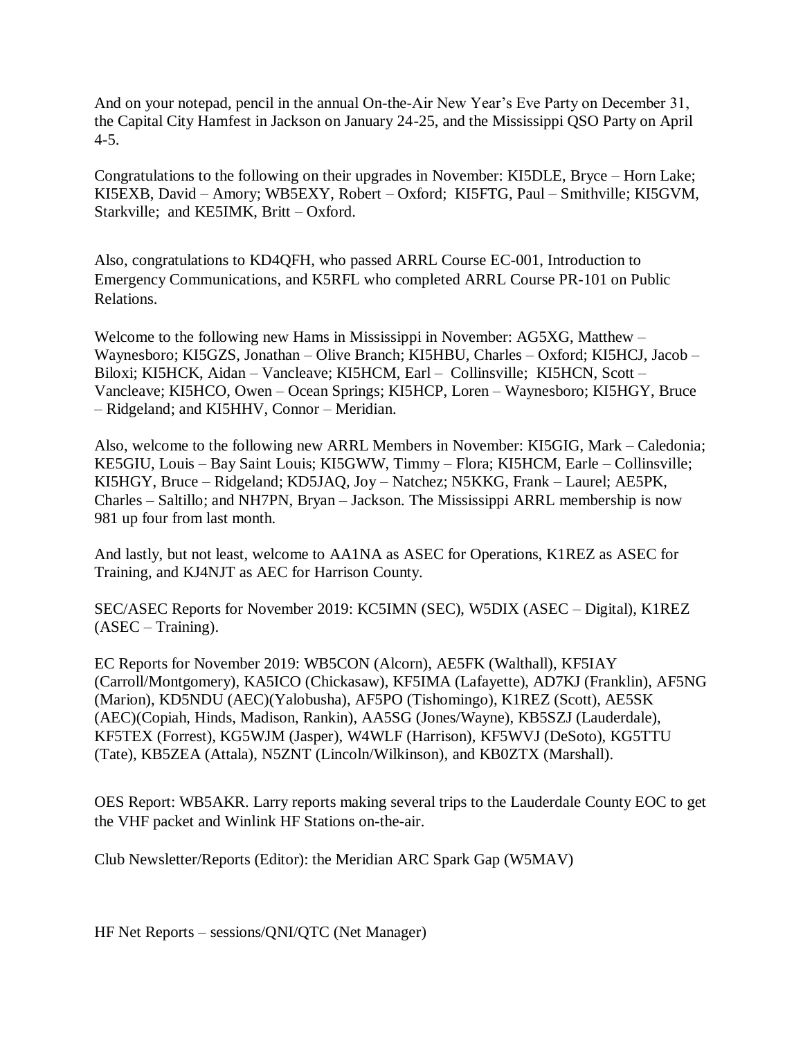And on your notepad, pencil in the annual On-the-Air New Year's Eve Party on December 31, the Capital City Hamfest in Jackson on January 24-25, and the Mississippi QSO Party on April 4-5.

Congratulations to the following on their upgrades in November: KI5DLE, Bryce – Horn Lake; KI5EXB, David – Amory; WB5EXY, Robert – Oxford; KI5FTG, Paul – Smithville; KI5GVM, Starkville; and KE5IMK, Britt – Oxford.

Also, congratulations to KD4QFH, who passed ARRL Course EC-001, Introduction to Emergency Communications, and K5RFL who completed ARRL Course PR-101 on Public Relations.

Welcome to the following new Hams in Mississippi in November: AG5XG, Matthew – Waynesboro; KI5GZS, Jonathan – Olive Branch; KI5HBU, Charles – Oxford; KI5HCJ, Jacob – Biloxi; KI5HCK, Aidan – Vancleave; KI5HCM, Earl – Collinsville; KI5HCN, Scott – Vancleave; KI5HCO, Owen – Ocean Springs; KI5HCP, Loren – Waynesboro; KI5HGY, Bruce – Ridgeland; and KI5HHV, Connor – Meridian.

Also, welcome to the following new ARRL Members in November: KI5GIG, Mark – Caledonia; KE5GIU, Louis – Bay Saint Louis; KI5GWW, Timmy – Flora; KI5HCM, Earle – Collinsville; KI5HGY, Bruce – Ridgeland; KD5JAQ, Joy – Natchez; N5KKG, Frank – Laurel; AE5PK, Charles – Saltillo; and NH7PN, Bryan – Jackson. The Mississippi ARRL membership is now 981 up four from last month.

And lastly, but not least, welcome to AA1NA as ASEC for Operations, K1REZ as ASEC for Training, and KJ4NJT as AEC for Harrison County.

SEC/ASEC Reports for November 2019: KC5IMN (SEC), W5DIX (ASEC – Digital), K1REZ (ASEC – Training).

EC Reports for November 2019: WB5CON (Alcorn), AE5FK (Walthall), KF5IAY (Carroll/Montgomery), KA5ICO (Chickasaw), KF5IMA (Lafayette), AD7KJ (Franklin), AF5NG (Marion), KD5NDU (AEC)(Yalobusha), AF5PO (Tishomingo), K1REZ (Scott), AE5SK (AEC)(Copiah, Hinds, Madison, Rankin), AA5SG (Jones/Wayne), KB5SZJ (Lauderdale), KF5TEX (Forrest), KG5WJM (Jasper), W4WLF (Harrison), KF5WVJ (DeSoto), KG5TTU (Tate), KB5ZEA (Attala), N5ZNT (Lincoln/Wilkinson), and KB0ZTX (Marshall).

OES Report: WB5AKR. Larry reports making several trips to the Lauderdale County EOC to get the VHF packet and Winlink HF Stations on-the-air.

Club Newsletter/Reports (Editor): the Meridian ARC Spark Gap (W5MAV)

HF Net Reports – sessions/QNI/QTC (Net Manager)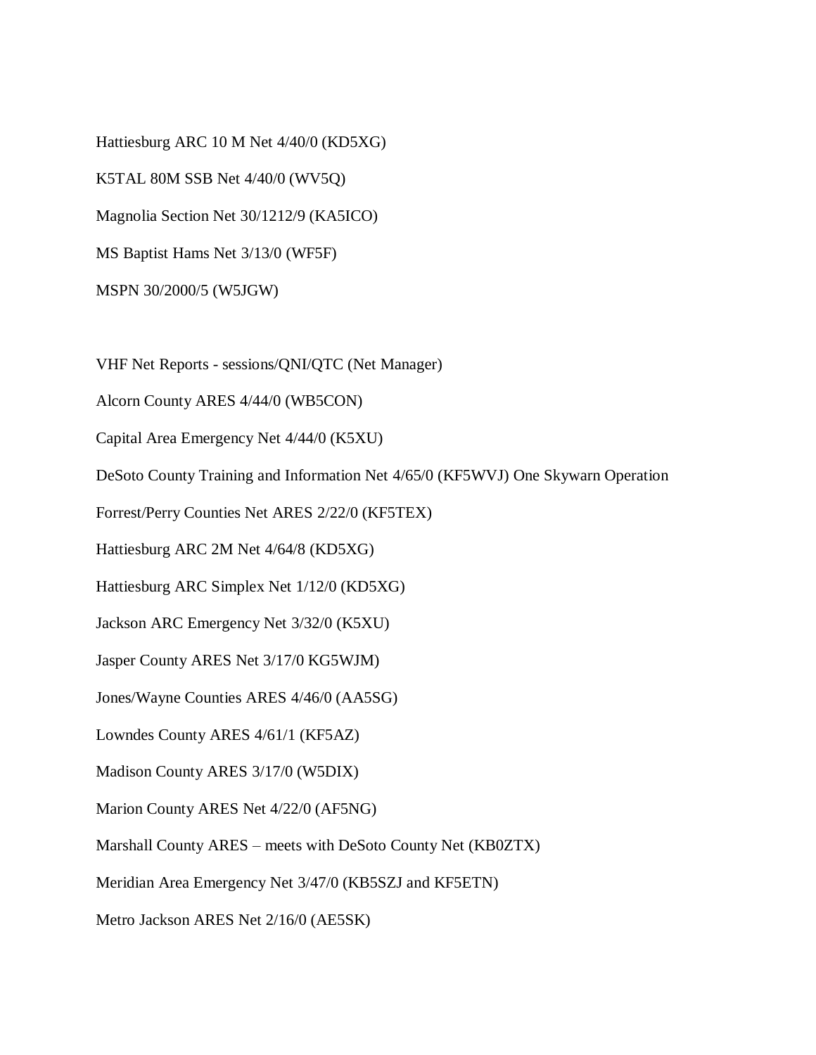Hattiesburg ARC 10 M Net 4/40/0 (KD5XG)

K5TAL 80M SSB Net 4/40/0 (WV5Q)

Magnolia Section Net 30/1212/9 (KA5ICO)

MS Baptist Hams Net 3/13/0 (WF5F)

MSPN 30/2000/5 (W5JGW)

VHF Net Reports - sessions/QNI/QTC (Net Manager)

Alcorn County ARES 4/44/0 (WB5CON)

Capital Area Emergency Net 4/44/0 (K5XU)

DeSoto County Training and Information Net 4/65/0 (KF5WVJ) One Skywarn Operation

Forrest/Perry Counties Net ARES 2/22/0 (KF5TEX)

Hattiesburg ARC 2M Net 4/64/8 (KD5XG)

Hattiesburg ARC Simplex Net 1/12/0 (KD5XG)

Jackson ARC Emergency Net 3/32/0 (K5XU)

Jasper County ARES Net 3/17/0 KG5WJM)

Jones/Wayne Counties ARES 4/46/0 (AA5SG)

Lowndes County ARES 4/61/1 (KF5AZ)

Madison County ARES 3/17/0 (W5DIX)

Marion County ARES Net 4/22/0 (AF5NG)

Marshall County ARES – meets with DeSoto County Net (KB0ZTX)

Meridian Area Emergency Net 3/47/0 (KB5SZJ and KF5ETN)

Metro Jackson ARES Net 2/16/0 (AE5SK)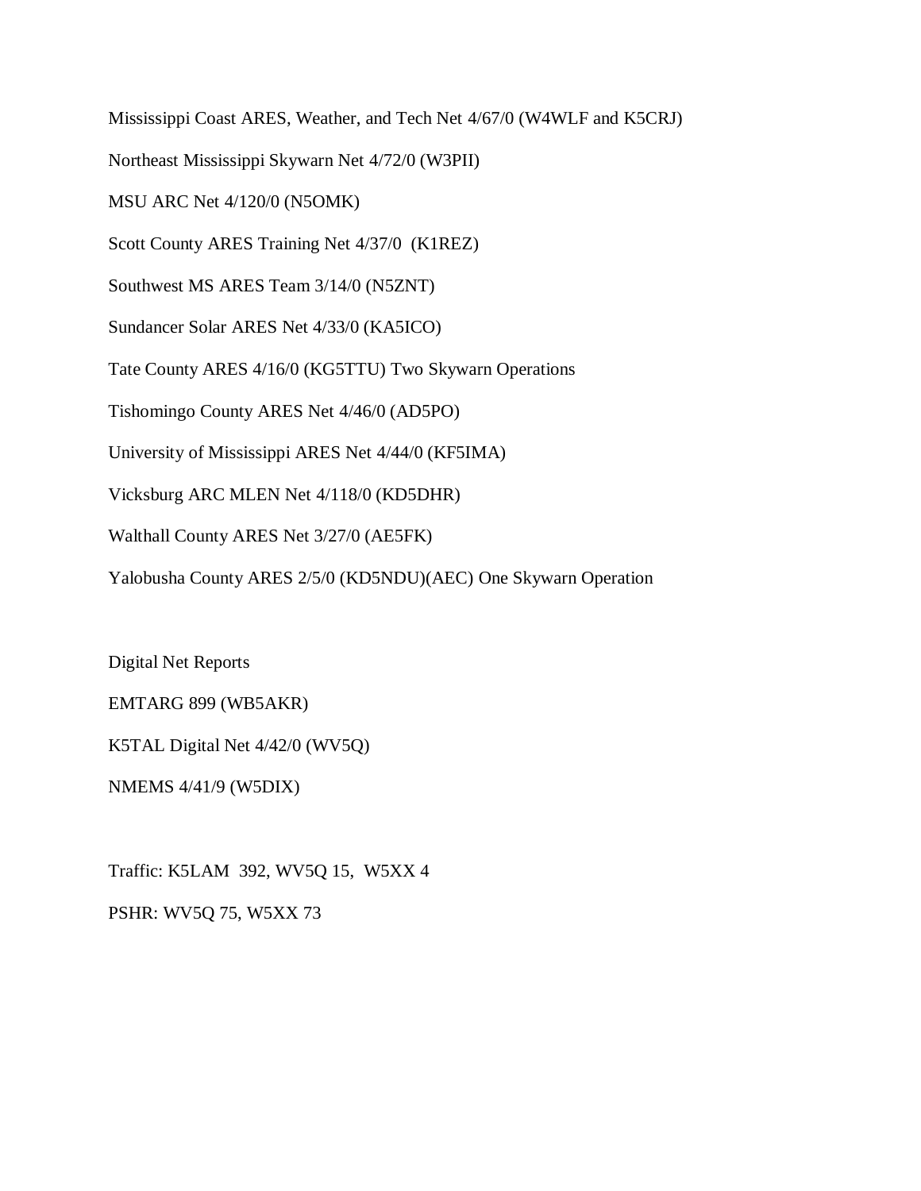Mississippi Coast ARES, Weather, and Tech Net 4/67/0 (W4WLF and K5CRJ)

Northeast Mississippi Skywarn Net 4/72/0 (W3PII)

MSU ARC Net 4/120/0 (N5OMK)

Scott County ARES Training Net 4/37/0 (K1REZ)

Southwest MS ARES Team 3/14/0 (N5ZNT)

Sundancer Solar ARES Net 4/33/0 (KA5ICO)

Tate County ARES 4/16/0 (KG5TTU) Two Skywarn Operations

Tishomingo County ARES Net 4/46/0 (AD5PO)

University of Mississippi ARES Net 4/44/0 (KF5IMA)

Vicksburg ARC MLEN Net 4/118/0 (KD5DHR)

Walthall County ARES Net 3/27/0 (AE5FK)

Yalobusha County ARES 2/5/0 (KD5NDU)(AEC) One Skywarn Operation

Digital Net Reports

EMTARG 899 (WB5AKR)

K5TAL Digital Net 4/42/0 (WV5Q)

NMEMS 4/41/9 (W5DIX)

Traffic: K5LAM 392, WV5Q 15, W5XX 4

PSHR: WV5Q 75, W5XX 73